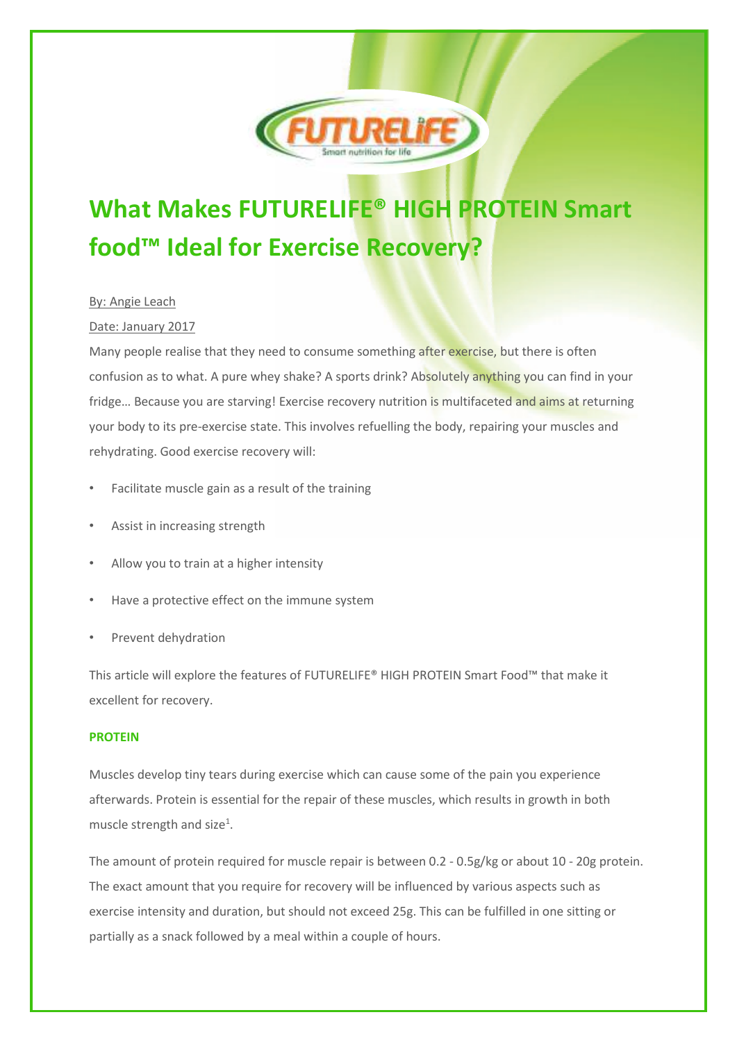# What Makes FUTURELIFE® HIGH PROTEIN Smart food™ Ideal for Exercise Recovery?

By: Angie Leach

Date: January 2017

Many people realise that they need to consume something after exercise, but there is often confusion as to what. A pure whey shake? A sports drink? Absolutely anything you can find in your fridge… Because you are starving! Exercise recovery nutrition is multifaceted and aims at returning your body to its pre-exercise state. This involves refuelling the body, repairing your muscles and rehydrating. Good exercise recovery will:

- Facilitate muscle gain as a result of the training
- Assist in increasing strength
- Allow you to train at a higher intensity
- Have a protective effect on the immune system
- Prevent dehydration

This article will explore the features of FUTURELIFE® HIGH PROTEIN Smart Food™ that make it excellent for recovery.

### PROTEIN

Muscles develop tiny tears during exercise which can cause some of the pain you experience afterwards. Protein is essential for the repair of these muscles, which results in growth in both muscle strength and size[1].

The amount of protein required for muscle repair is between 0.2 - 0.5g/kg or about 10 - 20g protein. The exact amount that you require for recovery will be influenced by various aspects such as exercise intensity and duration, but should not exceed 25g. This can be fulfilled in one sitting or partially as a snack followed by a meal within a couple of hours.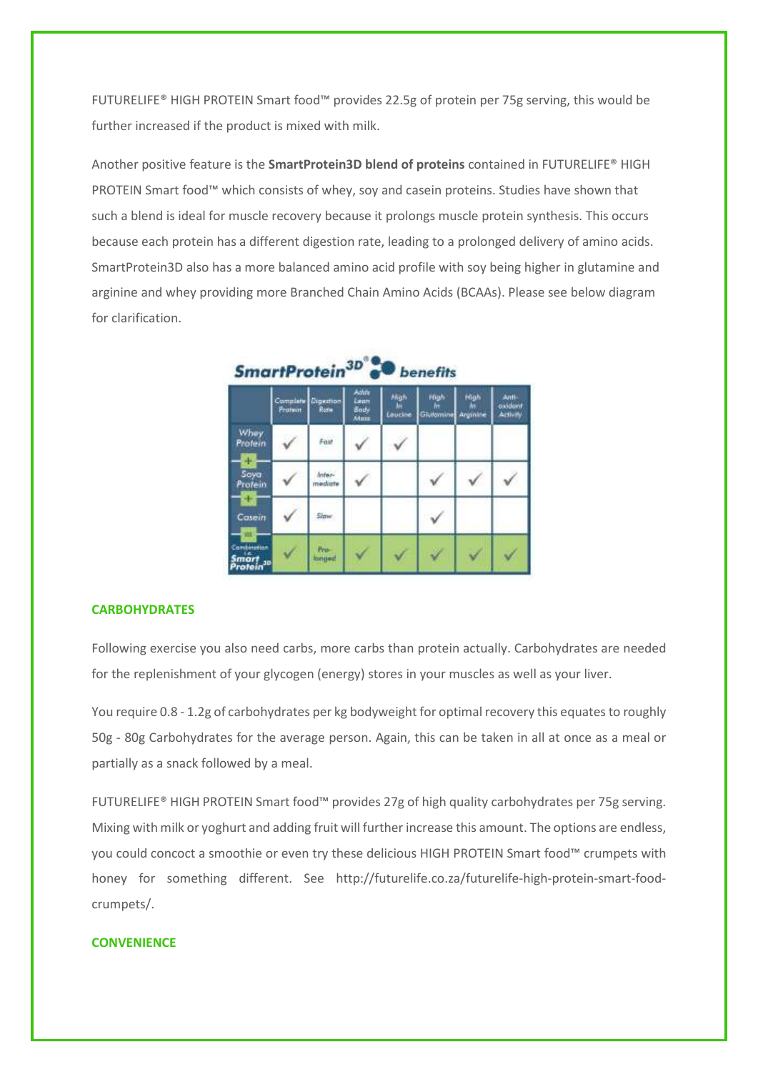FUTURELIFE® HIGH PROTEIN Smart food™ provides 22.5g of protein per 75g serving, this would be further increased if the product is mixed with milk.

Another positive feature is the **SmartProtein3D blend of proteins** contained in FUTURELIFE® HIGH PROTEIN Smart food™ which consists of whey, soy and casein proteins. Studies have shown that such a blend is ideal for muscle recovery because it prolongs muscle protein synthesis. This occurs because each protein has a different digestion rate, leading to a prolonged delivery of amino acids. SmartProtein3D also has a more balanced amino acid profile with soy being higher in glutamine and arginine and whey providing more Branched Chain Amino Acids (BCAAs). Please see below diagram for clarification.

**SmartProtein3D® benefits**

| | Complete Protein | Digestion Rate | Adds Lean Body Mass | High in Leucine | High in Glutamine | High in Arginine | Anti-oxidant Activity |
|---|---|---|---|---|---|---|---|
| Whey Protein | ✓ | Fast | ✓ | ✓ | | | |
| + Soya Protein | ✓ | Inter-mediate | ✓ | | ✓ | ✓ | ✓ |
| + Casein | ✓ | Slow | | | ✓ | | |
| = Combination i.e. Smart Protein3D | ✓ | Pro-longed | ✓ | ✓ | ✓ | ✓ | ✓ |

## CARBOHYDRATES

Following exercise you also need carbs, more carbs than protein actually. Carbohydrates are needed for the replenishment of your glycogen (energy) stores in your muscles as well as your liver.

You require 0.8 - 1.2g of carbohydrates per kg bodyweight for optimal recovery this equates to roughly 50g - 80g Carbohydrates for the average person. Again, this can be taken in all at once as a meal or partially as a snack followed by a meal.

FUTURELIFE® HIGH PROTEIN Smart food™ provides 27g of high quality carbohydrates per 75g serving. Mixing with milk or yoghurt and adding fruit will further increase this amount. The options are endless, you could concoct a smoothie or even try these delicious HIGH PROTEIN Smart food™ crumpets with honey for something different. See http://futurelife.co.za/futurelife-high-protein-smart-food-crumpets/.

## CONVENIENCE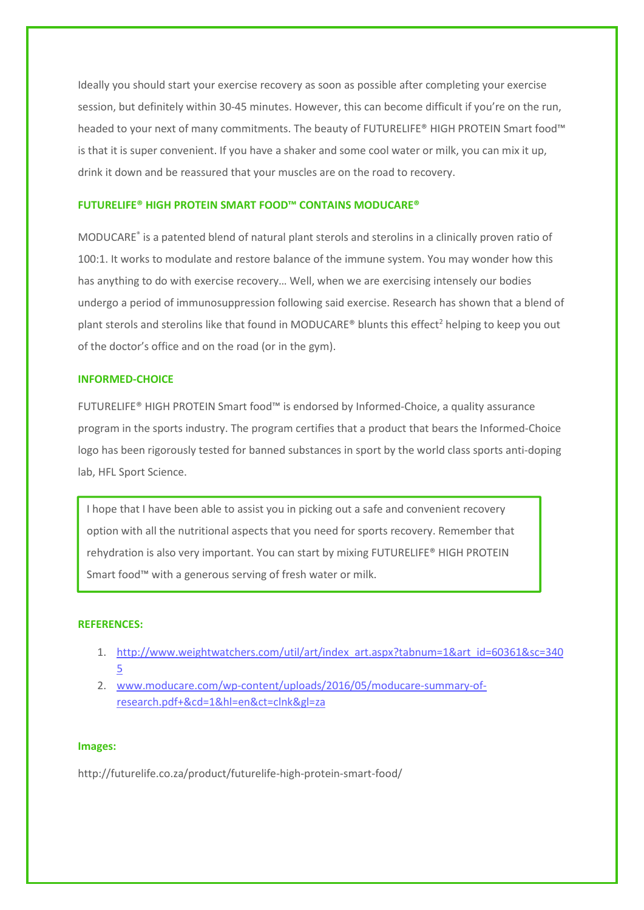Ideally you should start your exercise recovery as soon as possible after completing your exercise session, but definitely within 30-45 minutes. However, this can become difficult if you're on the run, headed to your next of many commitments. The beauty of FUTURELIFE® HIGH PROTEIN Smart food™ is that it is super convenient. If you have a shaker and some cool water or milk, you can mix it up, drink it down and be reassured that your muscles are on the road to recovery.

**FUTURELIFE® HIGH PROTEIN SMART FOOD™ CONTAINS MODUCARE®**

MODUCARE® is a patented blend of natural plant sterols and sterolins in a clinically proven ratio of 100:1. It works to modulate and restore balance of the immune system. You may wonder how this has anything to do with exercise recovery… Well, when we are exercising intensely our bodies undergo a period of immunosuppression following said exercise. Research has shown that a blend of plant sterols and sterolins like that found in MODUCARE® blunts this effect[2] helping to keep you out of the doctor's office and on the road (or in the gym).

**INFORMED-CHOICE**

FUTURELIFE® HIGH PROTEIN Smart food™ is endorsed by Informed-Choice, a quality assurance program in the sports industry. The program certifies that a product that bears the Informed-Choice logo has been rigorously tested for banned substances in sport by the world class sports anti-doping lab, HFL Sport Science.

I hope that I have been able to assist you in picking out a safe and convenient recovery option with all the nutritional aspects that you need for sports recovery. Remember that rehydration is also very important. You can start by mixing FUTURELIFE® HIGH PROTEIN Smart food™ with a generous serving of fresh water or milk.

**REFERENCES:**

1. http://www.weightwatchers.com/util/art/index_art.aspx?tabnum=1&art_id=60361&sc=3405
2. www.moducare.com/wp-content/uploads/2016/05/moducare-summary-of-research.pdf+&cd=1&hl=en&ct=clnk&gl=za

**Images:**

http://futurelife.co.za/product/futurelife-high-protein-smart-food/